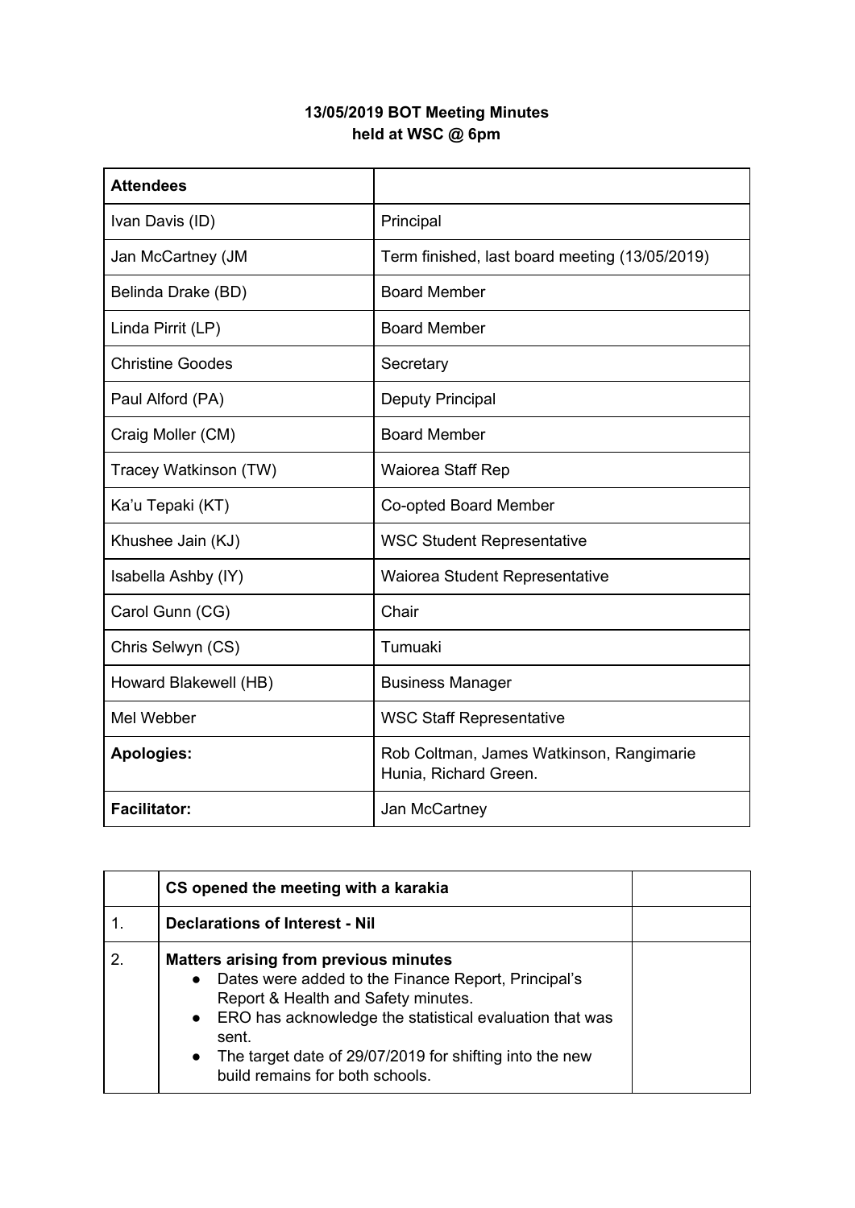**13/05/2019 BOT Meeting Minutes**
**held at WSC @ 6pm**

| **Attendees** | |
|---|---|
| Ivan Davis (ID) | Principal |
| Jan McCartney (JM | Term finished, last board meeting (13/05/2019) |
| Belinda Drake (BD) | Board Member |
| Linda Pirrit (LP) | Board Member |
| Christine Goodes | Secretary |
| Paul Alford (PA) | Deputy Principal |
| Craig Moller (CM) | Board Member |
| Tracey Watkinson (TW) | Waiorea Staff Rep |
| Ka'u Tepaki (KT) | Co-opted Board Member |
| Khushee Jain (KJ) | WSC Student Representative |
| Isabella Ashby (IY) | Waiorea Student Representative |
| Carol Gunn (CG) | Chair |
| Chris Selwyn (CS) | Tumuaki |
| Howard Blakewell (HB) | Business Manager |
| Mel Webber | WSC Staff Representative |
| **Apologies:** | Rob Coltman, James Watkinson, Rangimarie Hunia, Richard Green. |
| **Facilitator:** | Jan McCartney |

| | **CS opened the meeting with a karakia** | |
|---|---|---|
| 1. | **Declarations of Interest - Nil** | |
| 2. | **Matters arising from previous minutes**<br>● Dates were added to the Finance Report, Principal's Report & Health and Safety minutes.<br>● ERO has acknowledge the statistical evaluation that was sent.<br>● The target date of 29/07/2019 for shifting into the new build remains for both schools. | |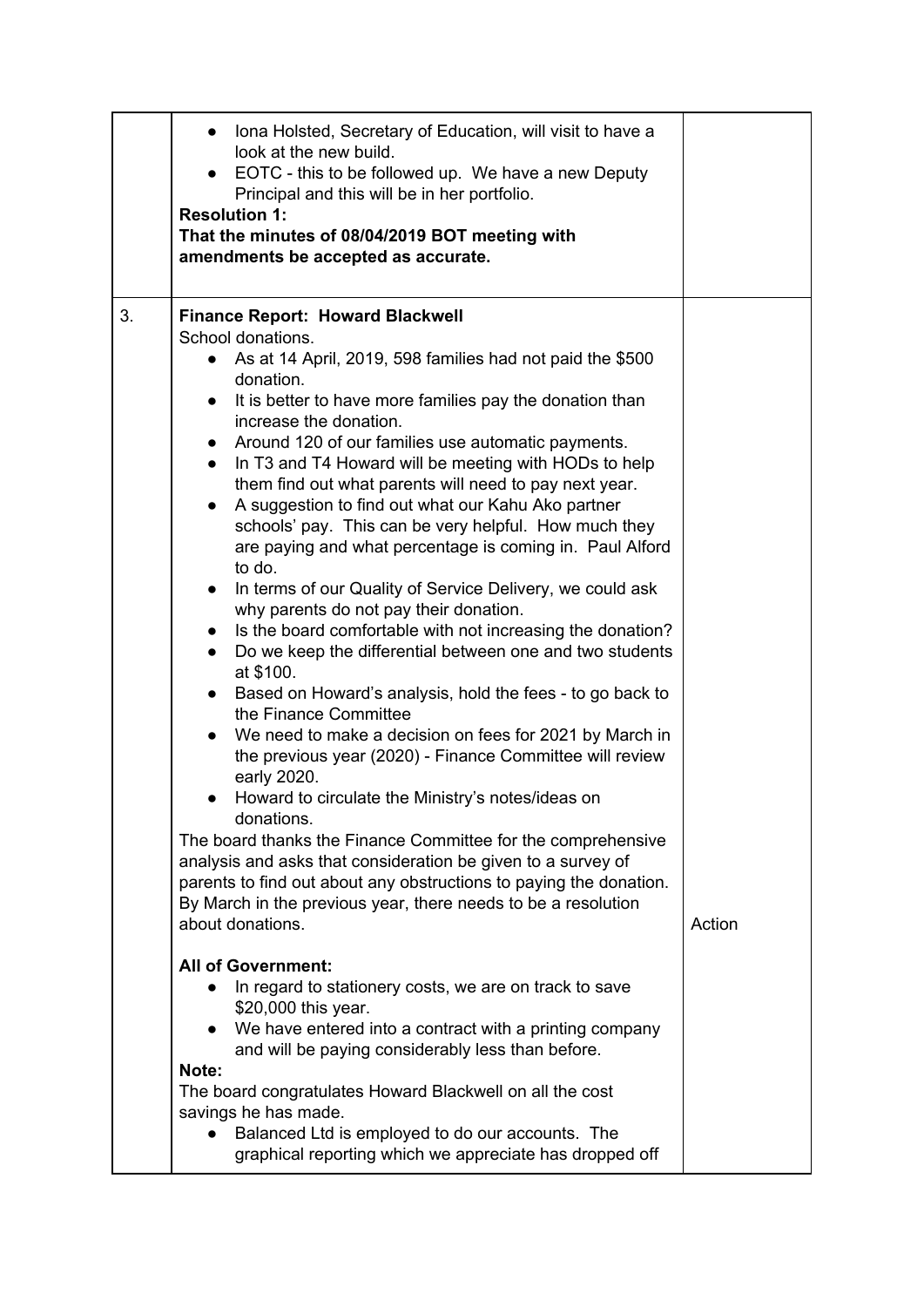| | | |
|---|---|---|
| | • Iona Holsted, Secretary of Education, will visit to have a look at the new build.<br>• EOTC - this to be followed up. We have a new Deputy Principal and this will be in her portfolio.<br>**Resolution 1:**<br>**That the minutes of 08/04/2019 BOT meeting with amendments be accepted as accurate.** | |
| 3. | **Finance Report: Howard Blackwell**<br>School donations.<br>• As at 14 April, 2019, 598 families had not paid the $500 donation.<br>• It is better to have more families pay the donation than increase the donation.<br>• Around 120 of our families use automatic payments.<br>• In T3 and T4 Howard will be meeting with HODs to help them find out what parents will need to pay next year.<br>• A suggestion to find out what our Kahu Ako partner schools' pay. This can be very helpful. How much they are paying and what percentage is coming in. Paul Alford to do.<br>• In terms of our Quality of Service Delivery, we could ask why parents do not pay their donation.<br>• Is the board comfortable with not increasing the donation?<br>• Do we keep the differential between one and two students at $100.<br>• Based on Howard's analysis, hold the fees - to go back to the Finance Committee<br>• We need to make a decision on fees for 2021 by March in the previous year (2020) - Finance Committee will review early 2020.<br>• Howard to circulate the Ministry's notes/ideas on donations.<br>The board thanks the Finance Committee for the comprehensive analysis and asks that consideration be given to a survey of parents to find out about any obstructions to paying the donation. By March in the previous year, there needs to be a resolution about donations.<br><br>**All of Government:**<br>• In regard to stationery costs, we are on track to save $20,000 this year.<br>• We have entered into a contract with a printing company and will be paying considerably less than before.<br>**Note:**<br>The board congratulates Howard Blackwell on all the cost savings he has made.<br>• Balanced Ltd is employed to do our accounts. The graphical reporting which we appreciate has dropped off | Action |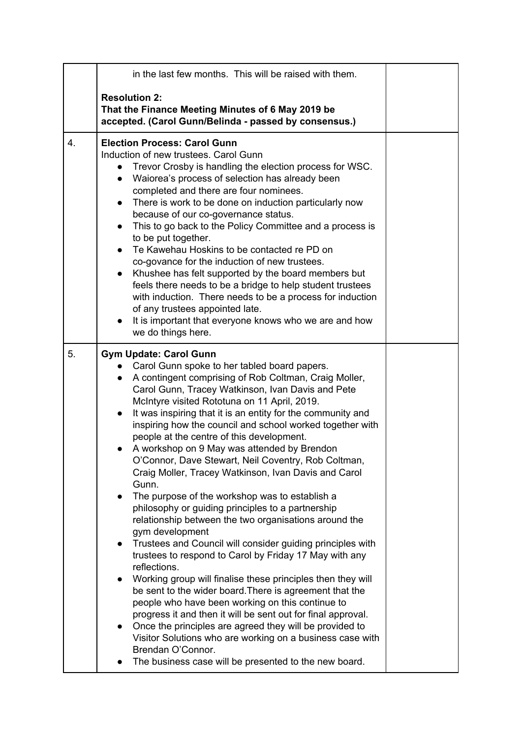| | | |
|---|---|---|
| | in the last few months. This will be raised with them.<br><br>**Resolution 2:**<br>**That the Finance Meeting Minutes of 6 May 2019 be accepted. (Carol Gunn/Belinda - passed by consensus.)** | |
| 4. | **Election Process: Carol Gunn**<br>Induction of new trustees. Carol Gunn<br>● Trevor Crosby is handling the election process for WSC.<br>● Waiorea's process of selection has already been completed and there are four nominees.<br>● There is work to be done on induction particularly now because of our co-governance status.<br>● This to go back to the Policy Committee and a process is to be put together.<br>● Te Kawehau Hoskins to be contacted re PD on co-govance for the induction of new trustees.<br>● Khushee has felt supported by the board members but feels there needs to be a bridge to help student trustees with induction. There needs to be a process for induction of any trustees appointed late.<br>● It is important that everyone knows who we are and how we do things here. | |
| 5. | **Gym Update: Carol Gunn**<br>● Carol Gunn spoke to her tabled board papers.<br>● A contingent comprising of Rob Coltman, Craig Moller, Carol Gunn, Tracey Watkinson, Ivan Davis and Pete McIntyre visited Rototuna on 11 April, 2019.<br>● It was inspiring that it is an entity for the community and inspiring how the council and school worked together with people at the centre of this development.<br>● A workshop on 9 May was attended by Brendon O'Connor, Dave Stewart, Neil Coventry, Rob Coltman, Craig Moller, Tracey Watkinson, Ivan Davis and Carol Gunn.<br>● The purpose of the workshop was to establish a philosophy or guiding principles to a partnership relationship between the two organisations around the gym development<br>● Trustees and Council will consider guiding principles with trustees to respond to Carol by Friday 17 May with any reflections.<br>● Working group will finalise these principles then they will be sent to the wider board.There is agreement that the people who have been working on this continue to progress it and then it will be sent out for final approval.<br>● Once the principles are agreed they will be provided to Visitor Solutions who are working on a business case with Brendan O'Connor.<br>● The business case will be presented to the new board. | |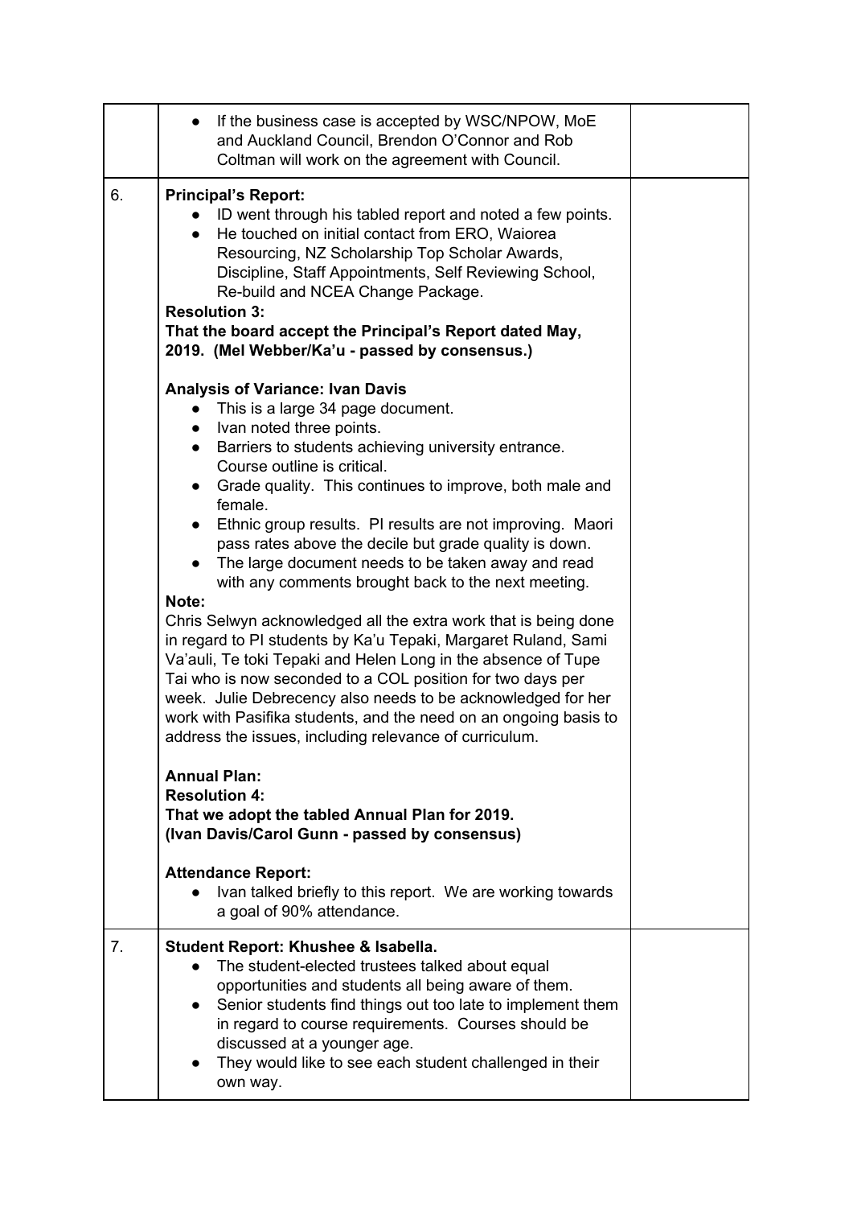|  |  |  |
|---|---|---|
|  | • If the business case is accepted by WSC/NPOW, MoE and Auckland Council, Brendon O'Connor and Rob Coltman will work on the agreement with Council. |  |
| 6. | **Principal's Report:**<br>• ID went through his tabled report and noted a few points.<br>• He touched on initial contact from ERO, Waiorea Resourcing, NZ Scholarship Top Scholar Awards, Discipline, Staff Appointments, Self Reviewing School, Re-build and NCEA Change Package.<br>**Resolution 3:**<br>**That the board accept the Principal's Report dated May, 2019. (Mel Webber/Ka'u - passed by consensus.)**<br><br>**Analysis of Variance: Ivan Davis**<br>• This is a large 34 page document.<br>• Ivan noted three points.<br>• Barriers to students achieving university entrance. Course outline is critical.<br>• Grade quality. This continues to improve, both male and female.<br>• Ethnic group results. PI results are not improving. Maori pass rates above the decile but grade quality is down.<br>• The large document needs to be taken away and read with any comments brought back to the next meeting.<br>**Note:**<br>Chris Selwyn acknowledged all the extra work that is being done in regard to PI students by Ka'u Tepaki, Margaret Ruland, Sami Va'auli, Te toki Tepaki and Helen Long in the absence of Tupe Tai who is now seconded to a COL position for two days per week. Julie Debrecency also needs to be acknowledged for her work with Pasifika students, and the need on an ongoing basis to address the issues, including relevance of curriculum.<br><br>**Annual Plan:**<br>**Resolution 4:**<br>**That we adopt the tabled Annual Plan for 2019.**<br>**(Ivan Davis/Carol Gunn - passed by consensus)**<br><br>**Attendance Report:**<br>• Ivan talked briefly to this report. We are working towards a goal of 90% attendance. |  |
| 7. | **Student Report: Khushee & Isabella.**<br>• The student-elected trustees talked about equal opportunities and students all being aware of them.<br>• Senior students find things out too late to implement them in regard to course requirements. Courses should be discussed at a younger age.<br>• They would like to see each student challenged in their own way. |  |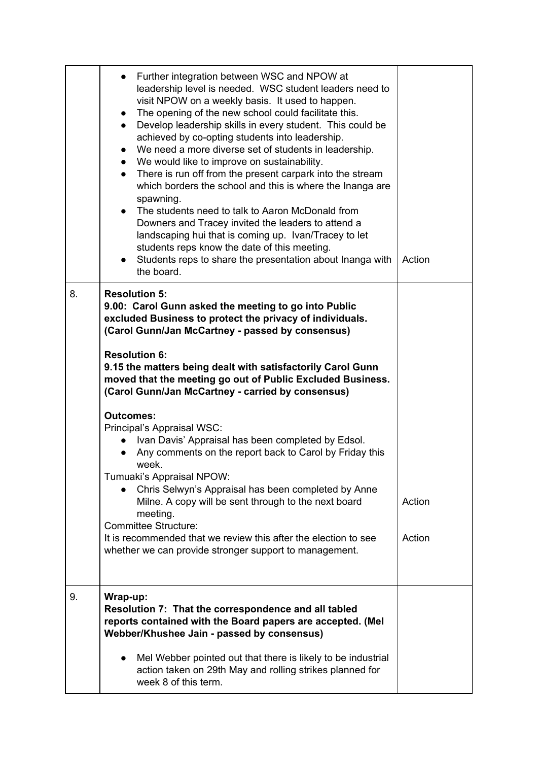| | | |
|---|---|---|
| | • Further integration between WSC and NPOW at leadership level is needed. WSC student leaders need to visit NPOW on a weekly basis. It used to happen.<br>• The opening of the new school could facilitate this.<br>• Develop leadership skills in every student. This could be achieved by co-opting students into leadership.<br>• We need a more diverse set of students in leadership.<br>• We would like to improve on sustainability.<br>• There is run off from the present carpark into the stream which borders the school and this is where the Inanga are spawning.<br>• The students need to talk to Aaron McDonald from Downers and Tracey invited the leaders to attend a landscaping hui that is coming up. Ivan/Tracey to let students reps know the date of this meeting.<br>• Students reps to share the presentation about Inanga with the board. | Action |
| 8. | **Resolution 5:**<br>**9.00: Carol Gunn asked the meeting to go into Public excluded Business to protect the privacy of individuals. (Carol Gunn/Jan McCartney - passed by consensus)**<br><br>**Resolution 6:**<br>**9.15 the matters being dealt with satisfactorily Carol Gunn moved that the meeting go out of Public Excluded Business. (Carol Gunn/Jan McCartney - carried by consensus)**<br><br>**Outcomes:**<br>Principal's Appraisal WSC:<br>• Ivan Davis' Appraisal has been completed by Edsol.<br>• Any comments on the report back to Carol by Friday this week.<br>Tumuaki's Appraisal NPOW:<br>• Chris Selwyn's Appraisal has been completed by Anne Milne. A copy will be sent through to the next board meeting.<br>Committee Structure:<br>It is recommended that we review this after the election to see whether we can provide stronger support to management. | Action<br><br>Action |
| 9. | **Wrap-up:**<br>**Resolution 7: That the correspondence and all tabled reports contained with the Board papers are accepted. (Mel Webber/Khushee Jain - passed by consensus)**<br><br>• Mel Webber pointed out that there is likely to be industrial action taken on 29th May and rolling strikes planned for week 8 of this term. | |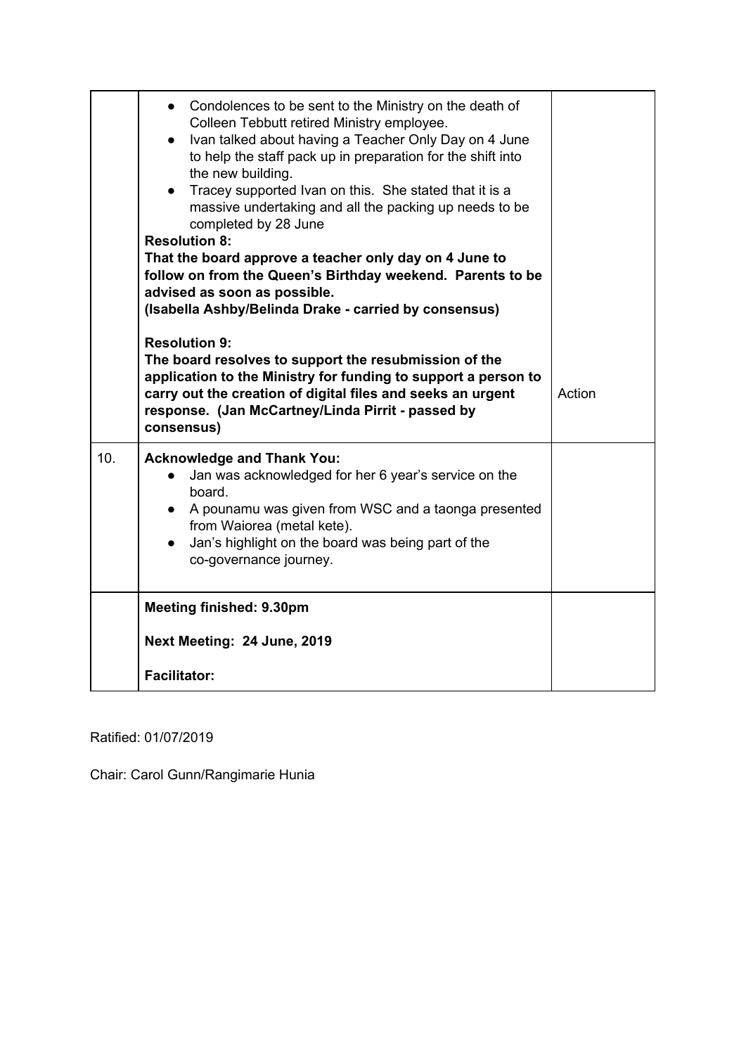| | | |
|---|---|---|
| | • Condolences to be sent to the Ministry on the death of Colleen Tebbutt retired Ministry employee.<br>• Ivan talked about having a Teacher Only Day on 4 June to help the staff pack up in preparation for the shift into the new building.<br>• Tracey supported Ivan on this. She stated that it is a massive undertaking and all the packing up needs to be completed by 28 June<br>**Resolution 8:**<br>**That the board approve a teacher only day on 4 June to follow on from the Queen's Birthday weekend. Parents to be advised as soon as possible.**<br>**(Isabella Ashby/Belinda Drake - carried by consensus)**<br><br>**Resolution 9:**<br>**The board resolves to support the resubmission of the application to the Ministry for funding to support a person to carry out the creation of digital files and seeks an urgent response. (Jan McCartney/Linda Pirrit - passed by consensus)** | Action |
| 10. | **Acknowledge and Thank You:**<br>• Jan was acknowledged for her 6 year's service on the board.<br>• A pounamu was given from WSC and a taonga presented from Waiorea (metal kete).<br>• Jan's highlight on the board was being part of the co-governance journey. | |
| | **Meeting finished: 9.30pm**<br><br>**Next Meeting: 24 June, 2019**<br><br>**Facilitator:** | |

Ratified: 01/07/2019

Chair: Carol Gunn/Rangimarie Hunia